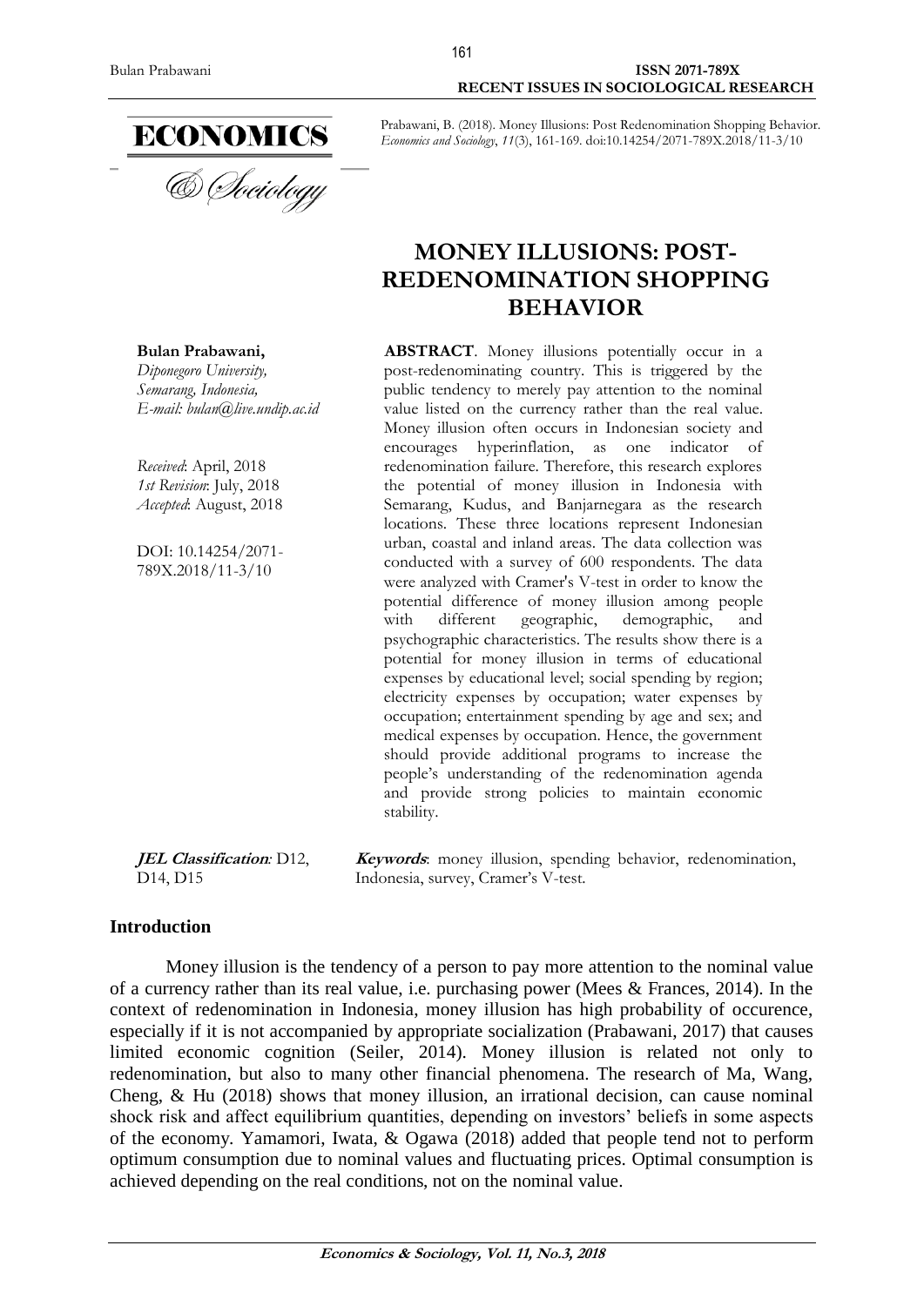Prabawani, B. (2018). Money Illusions: Post Redenomination Shopping Behavior. *Economics and Sociology*, *11*(3), 161-169. doi:10.14254/2071-789X.2018/11-3/10

# MONEY ILLUSIONS: POST-REDENOMINATION SHOPPING BEHAVIOR

**Bulan Prabawani,**
*Diponegoro University,*
*Semarang, Indonesia,*
*E-mail: bulan@live.undip.ac.id*

*Received*: April, 2018
*1st Revision*: July, 2018
*Accepted*: August, 2018

DOI: 10.14254/2071-789X.2018/11-3/10

**ABSTRACT**. Money illusions potentially occur in a post-redenominating country. This is triggered by the public tendency to merely pay attention to the nominal value listed on the currency rather than the real value. Money illusion often occurs in Indonesian society and encourages hyperinflation, as one indicator of redenomination failure. Therefore, this research explores the potential of money illusion in Indonesia with Semarang, Kudus, and Banjarnegara as the research locations. These three locations represent Indonesian urban, coastal and inland areas. The data collection was conducted with a survey of 600 respondents. The data were analyzed with Cramer's V-test in order to know the potential difference of money illusion among people with different geographic, demographic, and psychographic characteristics. The results show there is a potential for money illusion in terms of educational expenses by educational level; social spending by region; electricity expenses by occupation; water expenses by occupation; entertainment spending by age and sex; and medical expenses by occupation. Hence, the government should provide additional programs to increase the people's understanding of the redenomination agenda and provide strong policies to maintain economic stability.

***JEL Classification*:** D12, D14, D15

***Keywords***: money illusion, spending behavior, redenomination, Indonesia, survey, Cramer's V-test.

## Introduction

Money illusion is the tendency of a person to pay more attention to the nominal value of a currency rather than its real value, i.e. purchasing power (Mees & Frances, 2014). In the context of redenomination in Indonesia, money illusion has high probability of occurence, especially if it is not accompanied by appropriate socialization (Prabawani, 2017) that causes limited economic cognition (Seiler, 2014). Money illusion is related not only to redenomination, but also to many other financial phenomena. The research of Ma, Wang, Cheng, & Hu (2018) shows that money illusion, an irrational decision, can cause nominal shock risk and affect equilibrium quantities, depending on investors' beliefs in some aspects of the economy. Yamamori, Iwata, & Ogawa (2018) added that people tend not to perform optimum consumption due to nominal values and fluctuating prices. Optimal consumption is achieved depending on the real conditions, not on the nominal value.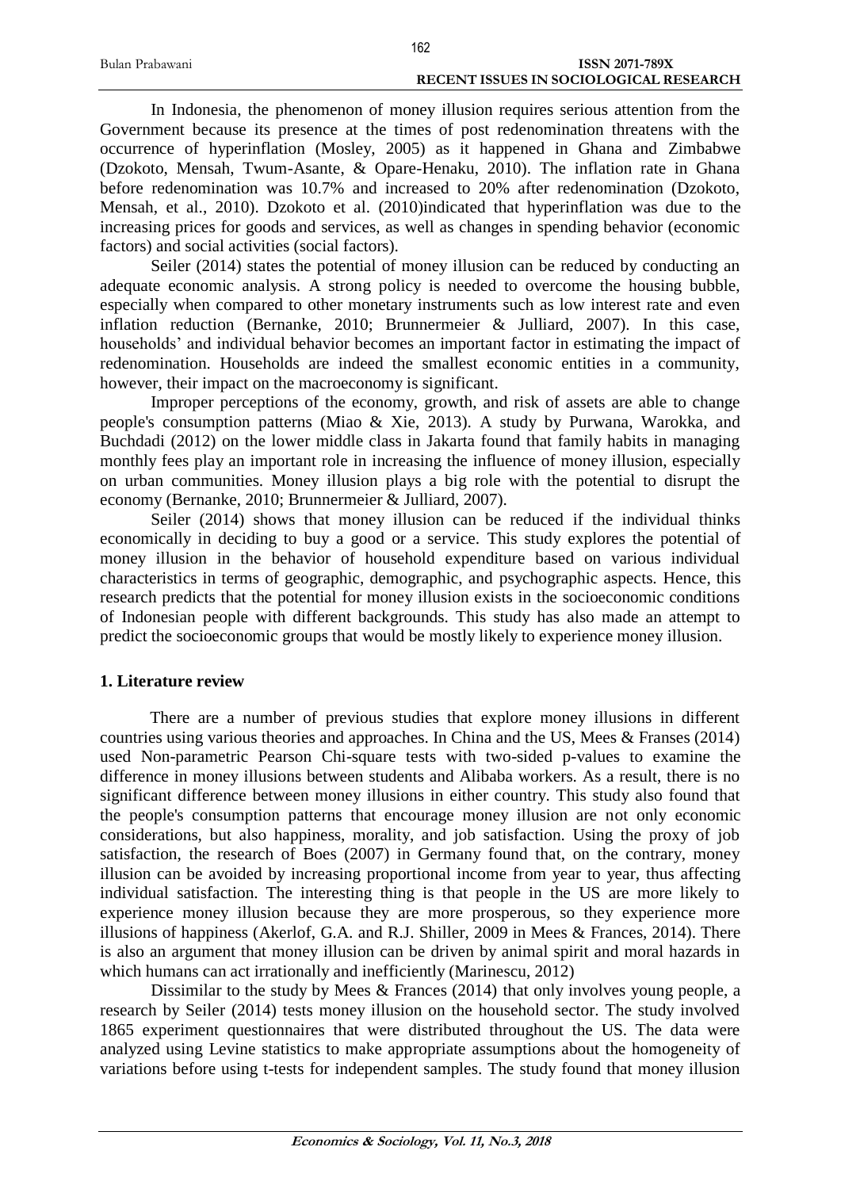In Indonesia, the phenomenon of money illusion requires serious attention from the Government because its presence at the times of post redenomination threatens with the occurrence of hyperinflation (Mosley, 2005) as it happened in Ghana and Zimbabwe (Dzokoto, Mensah, Twum-Asante, & Opare-Henaku, 2010). The inflation rate in Ghana before redenomination was 10.7% and increased to 20% after redenomination (Dzokoto, Mensah, et al., 2010). Dzokoto et al. (2010)indicated that hyperinflation was due to the increasing prices for goods and services, as well as changes in spending behavior (economic factors) and social activities (social factors).

Seiler (2014) states the potential of money illusion can be reduced by conducting an adequate economic analysis. A strong policy is needed to overcome the housing bubble, especially when compared to other monetary instruments such as low interest rate and even inflation reduction (Bernanke, 2010; Brunnermeier & Julliard, 2007). In this case, households' and individual behavior becomes an important factor in estimating the impact of redenomination. Households are indeed the smallest economic entities in a community, however, their impact on the macroeconomy is significant.

Improper perceptions of the economy, growth, and risk of assets are able to change people's consumption patterns (Miao & Xie, 2013). A study by Purwana, Warokka, and Buchdadi (2012) on the lower middle class in Jakarta found that family habits in managing monthly fees play an important role in increasing the influence of money illusion, especially on urban communities. Money illusion plays a big role with the potential to disrupt the economy (Bernanke, 2010; Brunnermeier & Julliard, 2007).

Seiler (2014) shows that money illusion can be reduced if the individual thinks economically in deciding to buy a good or a service. This study explores the potential of money illusion in the behavior of household expenditure based on various individual characteristics in terms of geographic, demographic, and psychographic aspects. Hence, this research predicts that the potential for money illusion exists in the socioeconomic conditions of Indonesian people with different backgrounds. This study has also made an attempt to predict the socioeconomic groups that would be mostly likely to experience money illusion.

## 1. Literature review

There are a number of previous studies that explore money illusions in different countries using various theories and approaches. In China and the US, Mees & Franses (2014) used Non-parametric Pearson Chi-square tests with two-sided p-values to examine the difference in money illusions between students and Alibaba workers. As a result, there is no significant difference between money illusions in either country. This study also found that the people's consumption patterns that encourage money illusion are not only economic considerations, but also happiness, morality, and job satisfaction. Using the proxy of job satisfaction, the research of Boes (2007) in Germany found that, on the contrary, money illusion can be avoided by increasing proportional income from year to year, thus affecting individual satisfaction. The interesting thing is that people in the US are more likely to experience money illusion because they are more prosperous, so they experience more illusions of happiness (Akerlof, G.A. and R.J. Shiller, 2009 in Mees & Frances, 2014). There is also an argument that money illusion can be driven by animal spirit and moral hazards in which humans can act irrationally and inefficiently (Marinescu, 2012)

Dissimilar to the study by Mees & Frances (2014) that only involves young people, a research by Seiler (2014) tests money illusion on the household sector. The study involved 1865 experiment questionnaires that were distributed throughout the US. The data were analyzed using Levine statistics to make appropriate assumptions about the homogeneity of variations before using t-tests for independent samples. The study found that money illusion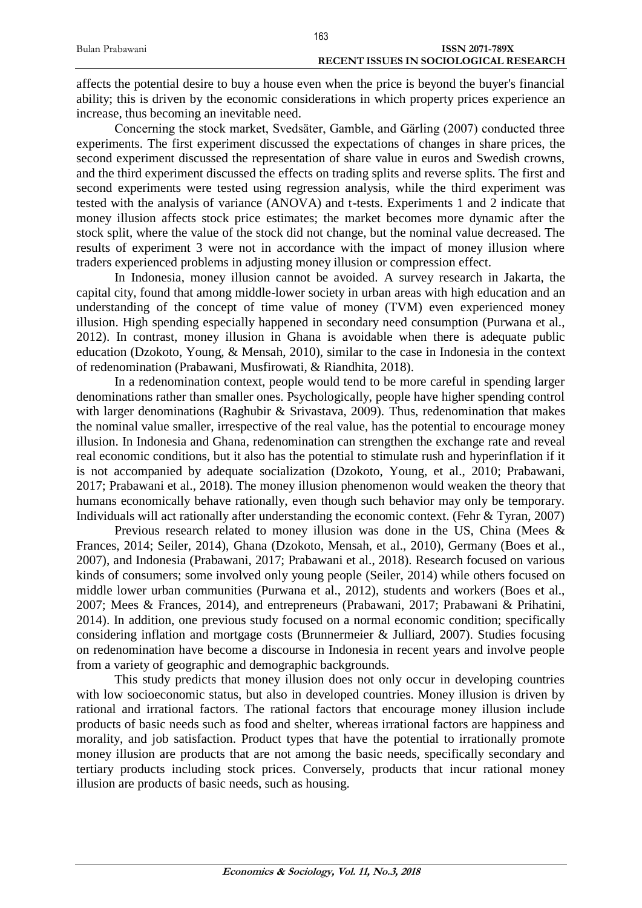affects the potential desire to buy a house even when the price is beyond the buyer's financial ability; this is driven by the economic considerations in which property prices experience an increase, thus becoming an inevitable need.

Concerning the stock market, Svedsäter, Gamble, and Gärling (2007) conducted three experiments. The first experiment discussed the expectations of changes in share prices, the second experiment discussed the representation of share value in euros and Swedish crowns, and the third experiment discussed the effects on trading splits and reverse splits. The first and second experiments were tested using regression analysis, while the third experiment was tested with the analysis of variance (ANOVA) and t-tests. Experiments 1 and 2 indicate that money illusion affects stock price estimates; the market becomes more dynamic after the stock split, where the value of the stock did not change, but the nominal value decreased. The results of experiment 3 were not in accordance with the impact of money illusion where traders experienced problems in adjusting money illusion or compression effect.

In Indonesia, money illusion cannot be avoided. A survey research in Jakarta, the capital city, found that among middle-lower society in urban areas with high education and an understanding of the concept of time value of money (TVM) even experienced money illusion. High spending especially happened in secondary need consumption (Purwana et al., 2012). In contrast, money illusion in Ghana is avoidable when there is adequate public education (Dzokoto, Young, & Mensah, 2010), similar to the case in Indonesia in the context of redenomination (Prabawani, Musfirowati, & Riandhita, 2018).

In a redenomination context, people would tend to be more careful in spending larger denominations rather than smaller ones. Psychologically, people have higher spending control with larger denominations (Raghubir & Srivastava, 2009). Thus, redenomination that makes the nominal value smaller, irrespective of the real value, has the potential to encourage money illusion. In Indonesia and Ghana, redenomination can strengthen the exchange rate and reveal real economic conditions, but it also has the potential to stimulate rush and hyperinflation if it is not accompanied by adequate socialization (Dzokoto, Young, et al., 2010; Prabawani, 2017; Prabawani et al., 2018). The money illusion phenomenon would weaken the theory that humans economically behave rationally, even though such behavior may only be temporary. Individuals will act rationally after understanding the economic context. (Fehr & Tyran, 2007)

Previous research related to money illusion was done in the US, China (Mees & Frances, 2014; Seiler, 2014), Ghana (Dzokoto, Mensah, et al., 2010), Germany (Boes et al., 2007), and Indonesia (Prabawani, 2017; Prabawani et al., 2018). Research focused on various kinds of consumers; some involved only young people (Seiler, 2014) while others focused on middle lower urban communities (Purwana et al., 2012), students and workers (Boes et al., 2007; Mees & Frances, 2014), and entrepreneurs (Prabawani, 2017; Prabawani & Prihatini, 2014). In addition, one previous study focused on a normal economic condition; specifically considering inflation and mortgage costs (Brunnermeier & Julliard, 2007). Studies focusing on redenomination have become a discourse in Indonesia in recent years and involve people from a variety of geographic and demographic backgrounds.

This study predicts that money illusion does not only occur in developing countries with low socioeconomic status, but also in developed countries. Money illusion is driven by rational and irrational factors. The rational factors that encourage money illusion include products of basic needs such as food and shelter, whereas irrational factors are happiness and morality, and job satisfaction. Product types that have the potential to irrationally promote money illusion are products that are not among the basic needs, specifically secondary and tertiary products including stock prices. Conversely, products that incur rational money illusion are products of basic needs, such as housing.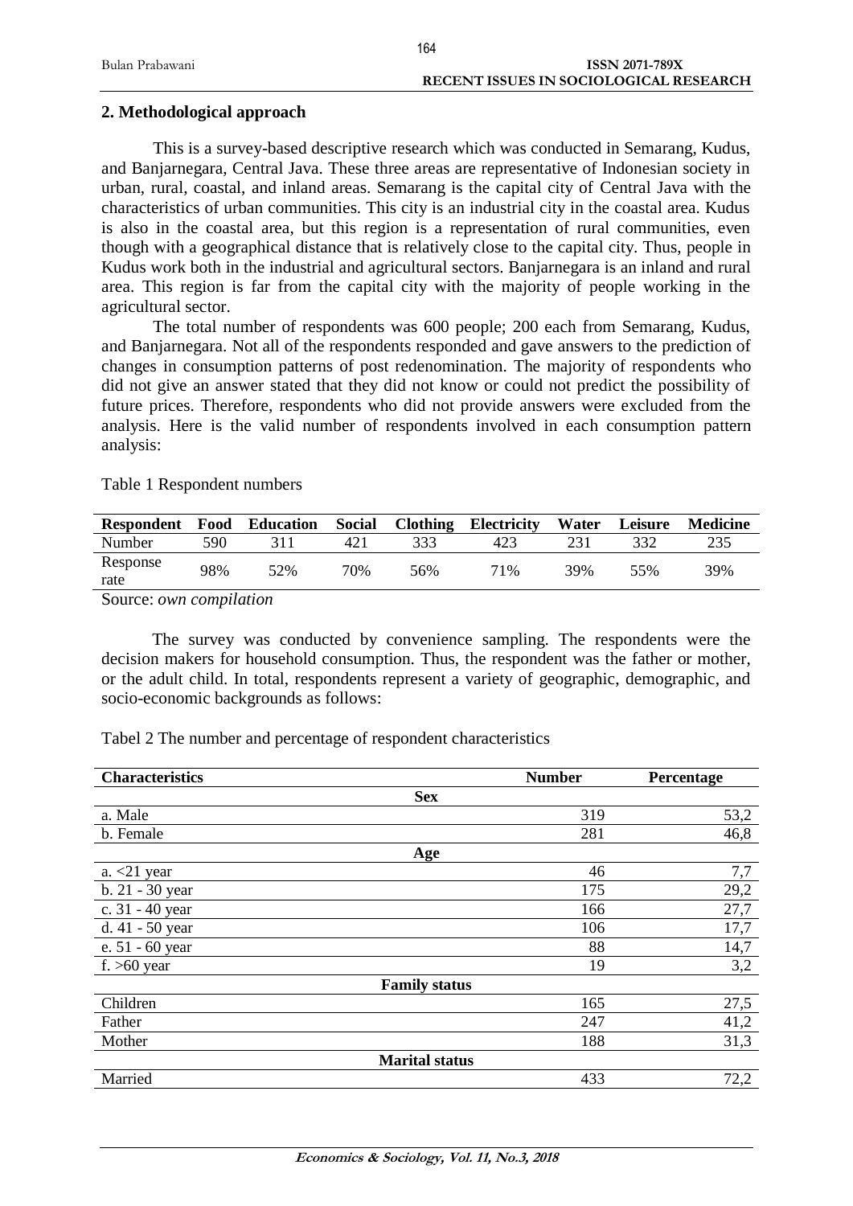## 2. Methodological approach

This is a survey-based descriptive research which was conducted in Semarang, Kudus, and Banjarnegara, Central Java. These three areas are representative of Indonesian society in urban, rural, coastal, and inland areas. Semarang is the capital city of Central Java with the characteristics of urban communities. This city is an industrial city in the coastal area. Kudus is also in the coastal area, but this region is a representation of rural communities, even though with a geographical distance that is relatively close to the capital city. Thus, people in Kudus work both in the industrial and agricultural sectors. Banjarnegara is an inland and rural area. This region is far from the capital city with the majority of people working in the agricultural sector.

The total number of respondents was 600 people; 200 each from Semarang, Kudus, and Banjarnegara. Not all of the respondents responded and gave answers to the prediction of changes in consumption patterns of post redenomination. The majority of respondents who did not give an answer stated that they did not know or could not predict the possibility of future prices. Therefore, respondents who did not provide answers were excluded from the analysis. Here is the valid number of respondents involved in each consumption pattern analysis:

Table 1 Respondent numbers

| Respondent | Food | Education | Social | Clothing | Electricity | Water | Leisure | Medicine |
|---|---|---|---|---|---|---|---|---|
| Number | 590 | 311 | 421 | 333 | 423 | 231 | 332 | 235 |
| Response rate | 98% | 52% | 70% | 56% | 71% | 39% | 55% | 39% |

Source: *own compilation*

The survey was conducted by convenience sampling. The respondents were the decision makers for household consumption. Thus, the respondent was the father or mother, or the adult child. In total, respondents represent a variety of geographic, demographic, and socio-economic backgrounds as follows:

Tabel 2 The number and percentage of respondent characteristics

| Characteristics | Number | Percentage |
|---|---|---|
| **Sex** | | |
| a. Male | 319 | 53,2 |
| b. Female | 281 | 46,8 |
| **Age** | | |
| a. <21 year | 46 | 7,7 |
| b. 21 - 30 year | 175 | 29,2 |
| c. 31 - 40 year | 166 | 27,7 |
| d. 41 - 50 year | 106 | 17,7 |
| e. 51 - 60 year | 88 | 14,7 |
| f. >60 year | 19 | 3,2 |
| **Family status** | | |
| Children | 165 | 27,5 |
| Father | 247 | 41,2 |
| Mother | 188 | 31,3 |
| **Marital status** | | |
| Married | 433 | 72,2 |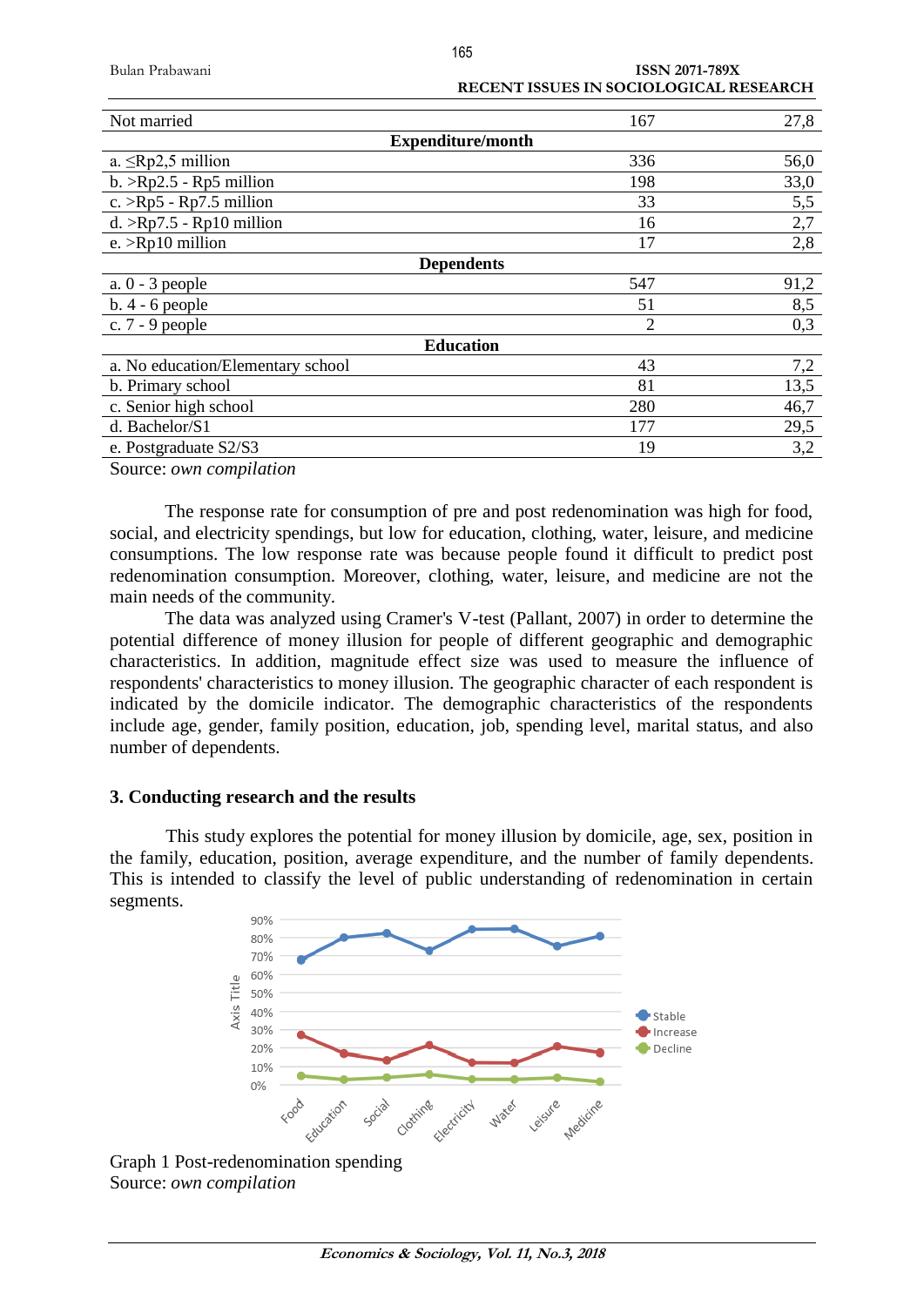| | | |
|---|---|---|
| Not married | 167 | 27,8 |
| **Expenditure/month** | | |
| a. ≤Rp2,5 million | 336 | 56,0 |
| b. >Rp2.5 - Rp5 million | 198 | 33,0 |
| c. >Rp5 - Rp7.5 million | 33 | 5,5 |
| d. >Rp7.5 - Rp10 million | 16 | 2,7 |
| e. >Rp10 million | 17 | 2,8 |
| **Dependents** | | |
| a. 0 - 3 people | 547 | 91,2 |
| b. 4 - 6 people | 51 | 8,5 |
| c. 7 - 9 people | 2 | 0,3 |
| **Education** | | |
| a. No education/Elementary school | 43 | 7,2 |
| b. Primary school | 81 | 13,5 |
| c. Senior high school | 280 | 46,7 |
| d. Bachelor/S1 | 177 | 29,5 |
| e. Postgraduate S2/S3 | 19 | 3,2 |

Source: *own compilation*

The response rate for consumption of pre and post redenomination was high for food, social, and electricity spendings, but low for education, clothing, water, leisure, and medicine consumptions. The low response rate was because people found it difficult to predict post redenomination consumption. Moreover, clothing, water, leisure, and medicine are not the main needs of the community.

The data was analyzed using Cramer's V-test (Pallant, 2007) in order to determine the potential difference of money illusion for people of different geographic and demographic characteristics. In addition, magnitude effect size was used to measure the influence of respondents' characteristics to money illusion. The geographic character of each respondent is indicated by the domicile indicator. The demographic characteristics of the respondents include age, gender, family position, education, job, spending level, marital status, and also number of dependents.

## 3. Conducting research and the results

This study explores the potential for money illusion by domicile, age, sex, position in the family, education, position, average expenditure, and the number of family dependents. This is intended to classify the level of public understanding of redenomination in certain segments.

Graph 1 Post-redenomination spending

Source: *own compilation*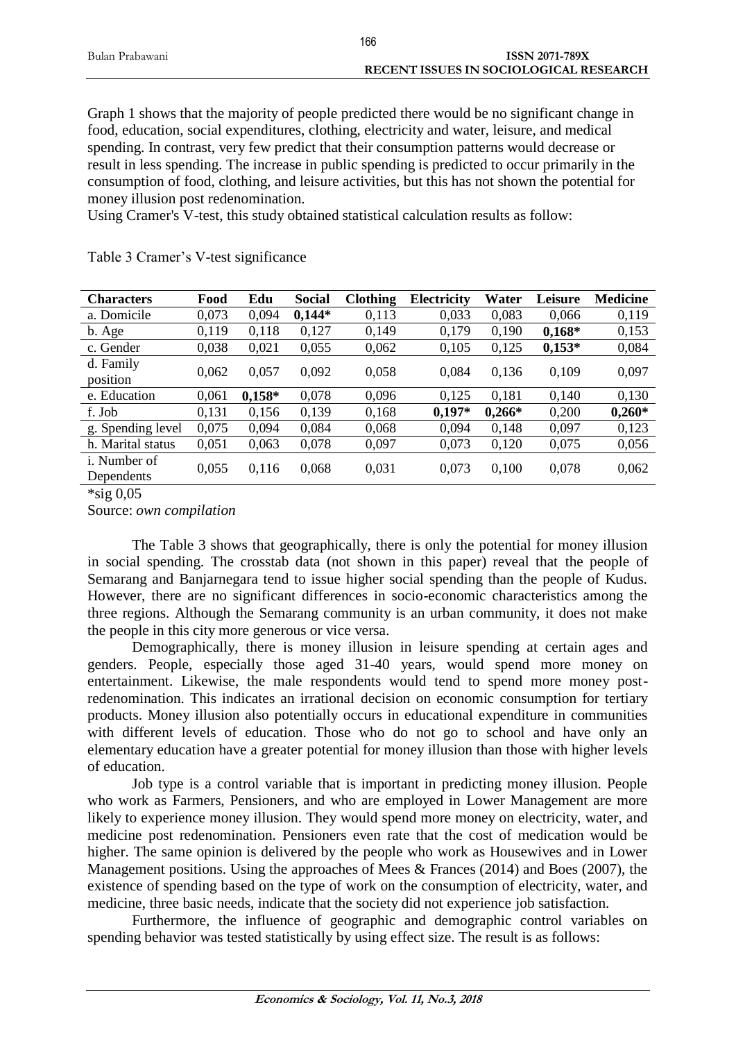Graph 1 shows that the majority of people predicted there would be no significant change in food, education, social expenditures, clothing, electricity and water, leisure, and medical spending. In contrast, very few predict that their consumption patterns would decrease or result in less spending. The increase in public spending is predicted to occur primarily in the consumption of food, clothing, and leisure activities, but this has not shown the potential for money illusion post redenomination.

Using Cramer's V-test, this study obtained statistical calculation results as follow:

Table 3 Cramer's V-test significance

| Characters | Food | Edu | Social | Clothing | Electricity | Water | Leisure | Medicine |
|---|---|---|---|---|---|---|---|---|
| a. Domicile | 0,073 | 0,094 | **0,144*** | 0,113 | 0,033 | 0,083 | 0,066 | 0,119 |
| b. Age | 0,119 | 0,118 | 0,127 | 0,149 | 0,179 | 0,190 | **0,168*** | 0,153 |
| c. Gender | 0,038 | 0,021 | 0,055 | 0,062 | 0,105 | 0,125 | **0,153*** | 0,084 |
| d. Family position | 0,062 | 0,057 | 0,092 | 0,058 | 0,084 | 0,136 | 0,109 | 0,097 |
| e. Education | 0,061 | **0,158*** | 0,078 | 0,096 | 0,125 | 0,181 | 0,140 | 0,130 |
| f. Job | 0,131 | 0,156 | 0,139 | 0,168 | **0,197*** | **0,266*** | 0,200 | **0,260*** |
| g. Spending level | 0,075 | 0,094 | 0,084 | 0,068 | 0,094 | 0,148 | 0,097 | 0,123 |
| h. Marital status | 0,051 | 0,063 | 0,078 | 0,097 | 0,073 | 0,120 | 0,075 | 0,056 |
| i. Number of Dependents | 0,055 | 0,116 | 0,068 | 0,031 | 0,073 | 0,100 | 0,078 | 0,062 |

*sig 0,05

Source: *own compilation*

The Table 3 shows that geographically, there is only the potential for money illusion in social spending. The crosstab data (not shown in this paper) reveal that the people of Semarang and Banjarnegara tend to issue higher social spending than the people of Kudus. However, there are no significant differences in socio-economic characteristics among the three regions. Although the Semarang community is an urban community, it does not make the people in this city more generous or vice versa.

Demographically, there is money illusion in leisure spending at certain ages and genders. People, especially those aged 31-40 years, would spend more money on entertainment. Likewise, the male respondents would tend to spend more money post-redenomination. This indicates an irrational decision on economic consumption for tertiary products. Money illusion also potentially occurs in educational expenditure in communities with different levels of education. Those who do not go to school and have only an elementary education have a greater potential for money illusion than those with higher levels of education.

Job type is a control variable that is important in predicting money illusion. People who work as Farmers, Pensioners, and who are employed in Lower Management are more likely to experience money illusion. They would spend more money on electricity, water, and medicine post redenomination. Pensioners even rate that the cost of medication would be higher. The same opinion is delivered by the people who work as Housewives and in Lower Management positions. Using the approaches of Mees & Frances (2014) and Boes (2007), the existence of spending based on the type of work on the consumption of electricity, water, and medicine, three basic needs, indicate that the society did not experience job satisfaction.

Furthermore, the influence of geographic and demographic control variables on spending behavior was tested statistically by using effect size. The result is as follows: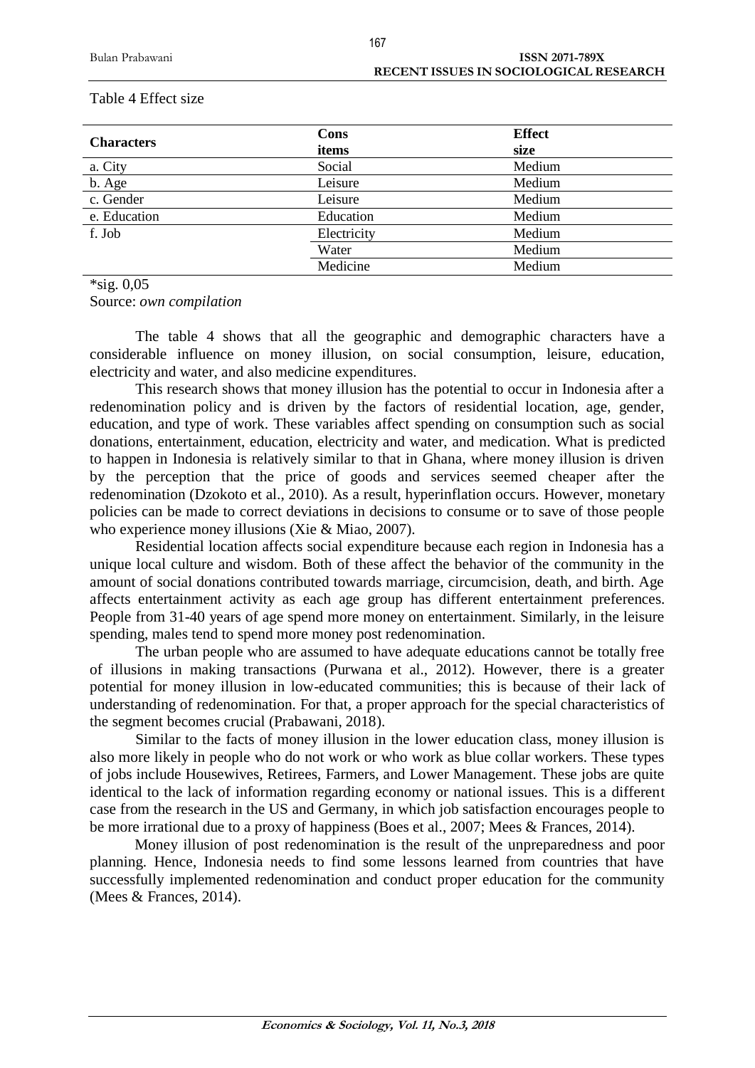Table 4 Effect size

| Characters | Cons items | Effect size |
|---|---|---|
| a. City | Social | Medium |
| b. Age | Leisure | Medium |
| c. Gender | Leisure | Medium |
| e. Education | Education | Medium |
| f. Job | Electricity | Medium |
| | Water | Medium |
| | Medicine | Medium |

*sig. 0,05

Source: *own compilation*

The table 4 shows that all the geographic and demographic characters have a considerable influence on money illusion, on social consumption, leisure, education, electricity and water, and also medicine expenditures.

This research shows that money illusion has the potential to occur in Indonesia after a redenomination policy and is driven by the factors of residential location, age, gender, education, and type of work. These variables affect spending on consumption such as social donations, entertainment, education, electricity and water, and medication. What is predicted to happen in Indonesia is relatively similar to that in Ghana, where money illusion is driven by the perception that the price of goods and services seemed cheaper after the redenomination (Dzokoto et al., 2010). As a result, hyperinflation occurs. However, monetary policies can be made to correct deviations in decisions to consume or to save of those people who experience money illusions (Xie & Miao, 2007).

Residential location affects social expenditure because each region in Indonesia has a unique local culture and wisdom. Both of these affect the behavior of the community in the amount of social donations contributed towards marriage, circumcision, death, and birth. Age affects entertainment activity as each age group has different entertainment preferences. People from 31-40 years of age spend more money on entertainment. Similarly, in the leisure spending, males tend to spend more money post redenomination.

The urban people who are assumed to have adequate educations cannot be totally free of illusions in making transactions (Purwana et al., 2012). However, there is a greater potential for money illusion in low-educated communities; this is because of their lack of understanding of redenomination. For that, a proper approach for the special characteristics of the segment becomes crucial (Prabawani, 2018).

Similar to the facts of money illusion in the lower education class, money illusion is also more likely in people who do not work or who work as blue collar workers. These types of jobs include Housewives, Retirees, Farmers, and Lower Management. These jobs are quite identical to the lack of information regarding economy or national issues. This is a different case from the research in the US and Germany, in which job satisfaction encourages people to be more irrational due to a proxy of happiness (Boes et al., 2007; Mees & Frances, 2014).

Money illusion of post redenomination is the result of the unpreparedness and poor planning. Hence, Indonesia needs to find some lessons learned from countries that have successfully implemented redenomination and conduct proper education for the community (Mees & Frances, 2014).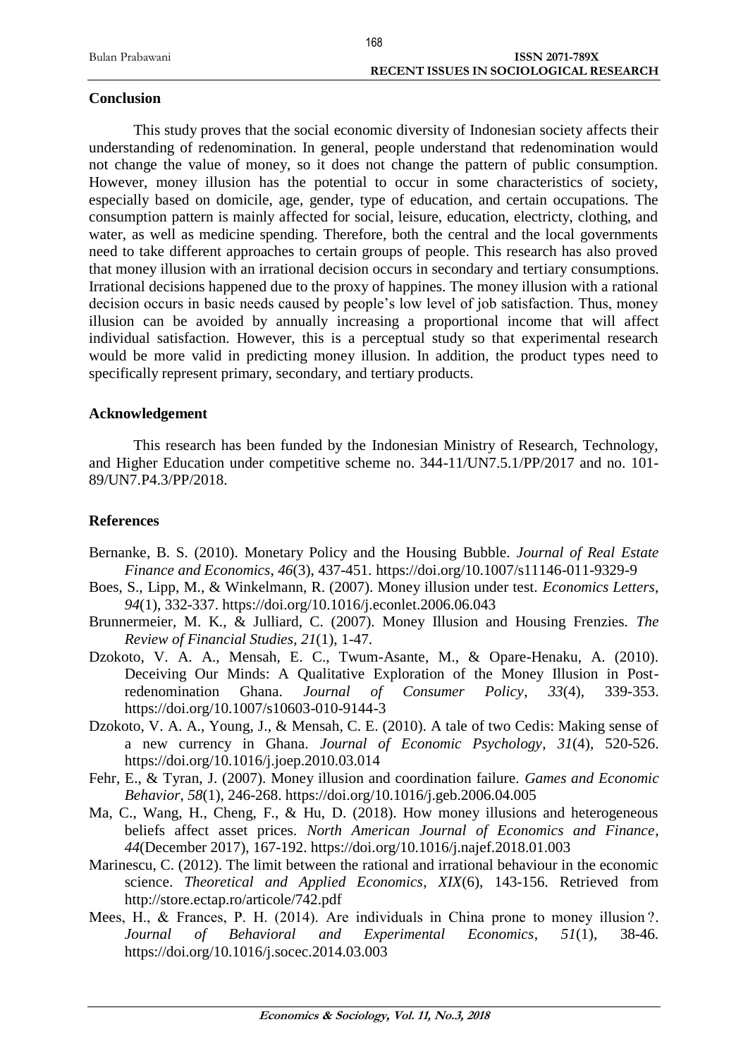## Conclusion

This study proves that the social economic diversity of Indonesian society affects their understanding of redenomination. In general, people understand that redenomination would not change the value of money, so it does not change the pattern of public consumption. However, money illusion has the potential to occur in some characteristics of society, especially based on domicile, age, gender, type of education, and certain occupations. The consumption pattern is mainly affected for social, leisure, education, electricty, clothing, and water, as well as medicine spending. Therefore, both the central and the local governments need to take different approaches to certain groups of people. This research has also proved that money illusion with an irrational decision occurs in secondary and tertiary consumptions. Irrational decisions happened due to the proxy of happines. The money illusion with a rational decision occurs in basic needs caused by people's low level of job satisfaction. Thus, money illusion can be avoided by annually increasing a proportional income that will affect individual satisfaction. However, this is a perceptual study so that experimental research would be more valid in predicting money illusion. In addition, the product types need to specifically represent primary, secondary, and tertiary products.

## Acknowledgement

This research has been funded by the Indonesian Ministry of Research, Technology, and Higher Education under competitive scheme no. 344-11/UN7.5.1/PP/2017 and no. 101-89/UN7.P4.3/PP/2018.

## References

Bernanke, B. S. (2010). Monetary Policy and the Housing Bubble. *Journal of Real Estate Finance and Economics*, *46*(3), 437-451. https://doi.org/10.1007/s11146-011-9329-9

Boes, S., Lipp, M., & Winkelmann, R. (2007). Money illusion under test. *Economics Letters*, *94*(1), 332-337. https://doi.org/10.1016/j.econlet.2006.06.043

Brunnermeier, M. K., & Julliard, C. (2007). Money Illusion and Housing Frenzies. *The Review of Financial Studies*, *21*(1), 1-47.

Dzokoto, V. A. A., Mensah, E. C., Twum-Asante, M., & Opare-Henaku, A. (2010). Deceiving Our Minds: A Qualitative Exploration of the Money Illusion in Post-redenomination Ghana. *Journal of Consumer Policy*, *33*(4), 339-353. https://doi.org/10.1007/s10603-010-9144-3

Dzokoto, V. A. A., Young, J., & Mensah, C. E. (2010). A tale of two Cedis: Making sense of a new currency in Ghana. *Journal of Economic Psychology*, *31*(4), 520-526. https://doi.org/10.1016/j.joep.2010.03.014

Fehr, E., & Tyran, J. (2007). Money illusion and coordination failure. *Games and Economic Behavior*, *58*(1), 246-268. https://doi.org/10.1016/j.geb.2006.04.005

Ma, C., Wang, H., Cheng, F., & Hu, D. (2018). How money illusions and heterogeneous beliefs affect asset prices. *North American Journal of Economics and Finance*, *44*(December 2017), 167-192. https://doi.org/10.1016/j.najef.2018.01.003

Marinescu, C. (2012). The limit between the rational and irrational behaviour in the economic science. *Theoretical and Applied Economics*, *XIX*(6), 143-156. Retrieved from http://store.ectap.ro/articole/742.pdf

Mees, H., & Frances, P. H. (2014). Are individuals in China prone to money illusion ?. *Journal of Behavioral and Experimental Economics*, *51*(1), 38-46. https://doi.org/10.1016/j.socec.2014.03.003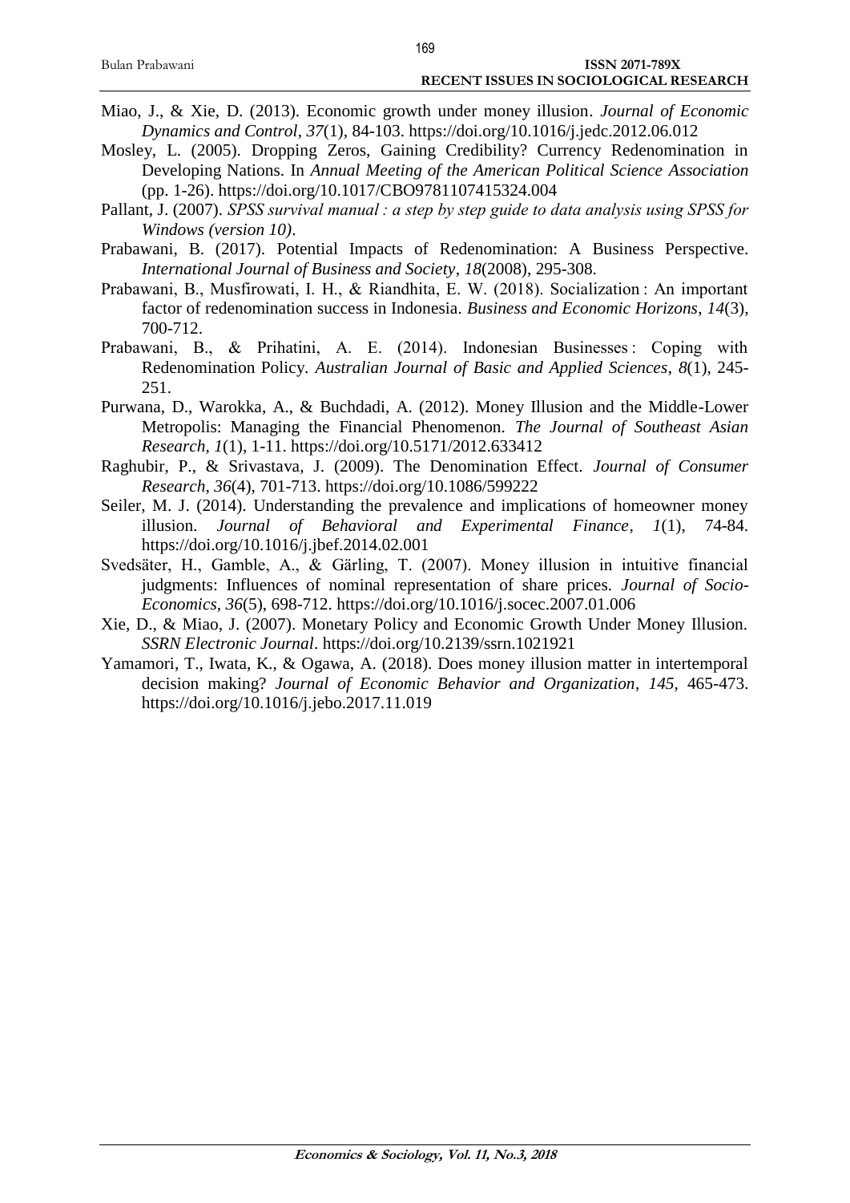Miao, J., & Xie, D. (2013). Economic growth under money illusion. *Journal of Economic Dynamics and Control*, *37*(1), 84-103. https://doi.org/10.1016/j.jedc.2012.06.012

Mosley, L. (2005). Dropping Zeros, Gaining Credibility? Currency Redenomination in Developing Nations. In *Annual Meeting of the American Political Science Association* (pp. 1-26). https://doi.org/10.1017/CBO9781107415324.004

Pallant, J. (2007). *SPSS survival manual : a step by step guide to data analysis using SPSS for Windows (version 10)*.

Prabawani, B. (2017). Potential Impacts of Redenomination: A Business Perspective. *International Journal of Business and Society*, *18*(2008), 295-308.

Prabawani, B., Musfirowati, I. H., & Riandhita, E. W. (2018). Socialization : An important factor of redenomination success in Indonesia. *Business and Economic Horizons*, *14*(3), 700-712.

Prabawani, B., & Prihatini, A. E. (2014). Indonesian Businesses : Coping with Redenomination Policy. *Australian Journal of Basic and Applied Sciences*, *8*(1), 245-251.

Purwana, D., Warokka, A., & Buchdadi, A. (2012). Money Illusion and the Middle-Lower Metropolis: Managing the Financial Phenomenon. *The Journal of Southeast Asian Research*, *1*(1), 1-11. https://doi.org/10.5171/2012.633412

Raghubir, P., & Srivastava, J. (2009). The Denomination Effect. *Journal of Consumer Research*, *36*(4), 701-713. https://doi.org/10.1086/599222

Seiler, M. J. (2014). Understanding the prevalence and implications of homeowner money illusion. *Journal of Behavioral and Experimental Finance*, *1*(1), 74-84. https://doi.org/10.1016/j.jbef.2014.02.001

Svedsäter, H., Gamble, A., & Gärling, T. (2007). Money illusion in intuitive financial judgments: Influences of nominal representation of share prices. *Journal of Socio-Economics*, *36*(5), 698-712. https://doi.org/10.1016/j.socec.2007.01.006

Xie, D., & Miao, J. (2007). Monetary Policy and Economic Growth Under Money Illusion. *SSRN Electronic Journal*. https://doi.org/10.2139/ssrn.1021921

Yamamori, T., Iwata, K., & Ogawa, A. (2018). Does money illusion matter in intertemporal decision making? *Journal of Economic Behavior and Organization*, *145*, 465-473. https://doi.org/10.1016/j.jebo.2017.11.019